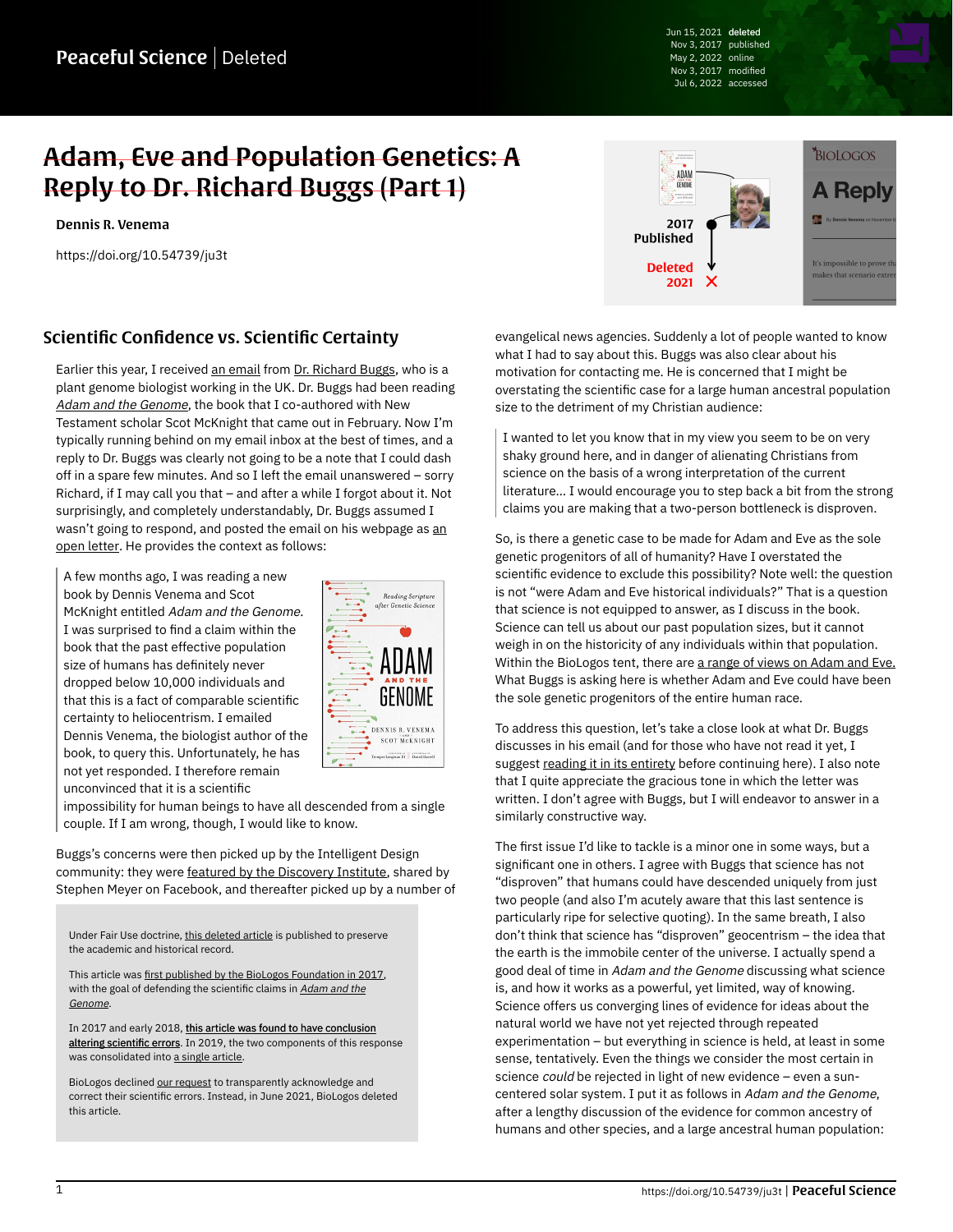# ~~Adam, Eve and Population Genetics: A Reply to Dr. Richard Buggs (Part 1)~~

**Dennis R. Venema**

https://doi.org/10.54739/ju3t

Jun 15, 2021 **deleted**
Nov 3, 2017 published
May 2, 2022 online
Nov 3, 2017 modified
Jul 6, 2022 accessed

2017 Published

Deleted 2021

## Scientific Confidence vs. Scientific Certainty

Earlier this year, I received an email from Dr. Richard Buggs, who is a plant genome biologist working in the UK. Dr. Buggs had been reading *Adam and the Genome*, the book that I co-authored with New Testament scholar Scot McKnight that came out in February. Now I'm typically running behind on my email inbox at the best of times, and a reply to Dr. Buggs was clearly not going to be a note that I could dash off in a spare few minutes. And so I left the email unanswered – sorry Richard, if I may call you that – and after a while I forgot about it. Not surprisingly, and completely understandably, Dr. Buggs assumed I wasn't going to respond, and posted the email on his webpage as an open letter. He provides the context as follows:

> A few months ago, I was reading a new book by Dennis Venema and Scot McKnight entitled *Adam and the Genome*. I was surprised to find a claim within the book that the past effective population size of humans has definitely never dropped below 10,000 individuals and that this is a fact of comparable scientific certainty to heliocentrism. I emailed Dennis Venema, the biologist author of the book, to query this. Unfortunately, he has not yet responded. I therefore remain unconvinced that it is a scientific impossibility for human beings to have all descended from a single couple. If I am wrong, though, I would like to know.

Buggs's concerns were then picked up by the Intelligent Design community: they were featured by the Discovery Institute, shared by Stephen Meyer on Facebook, and thereafter picked up by a number of evangelical news agencies. Suddenly a lot of people wanted to know what I had to say about this. Buggs was also clear about his motivation for contacting me. He is concerned that I might be overstating the scientific case for a large human ancestral population size to the detriment of my Christian audience:

> I wanted to let you know that in my view you seem to be on very shaky ground here, and in danger of alienating Christians from science on the basis of a wrong interpretation of the current literature... I would encourage you to step back a bit from the strong claims you are making that a two-person bottleneck is disproven.

So, is there a genetic case to be made for Adam and Eve as the sole genetic progenitors of all of humanity? Have I overstated the scientific evidence to exclude this possibility? Note well: the question is not "were Adam and Eve historical individuals?" That is a question that science is not equipped to answer, as I discuss in the book. Science can tell us about our past population sizes, but it cannot weigh in on the historicity of any individuals within that population. Within the BioLogos tent, there are a range of views on Adam and Eve. What Buggs is asking here is whether Adam and Eve could have been the sole genetic progenitors of the entire human race.

To address this question, let's take a close look at what Dr. Buggs discusses in his email (and for those who have not read it yet, I suggest reading it in its entirety before continuing here). I also note that I quite appreciate the gracious tone in which the letter was written. I don't agree with Buggs, but I will endeavor to answer in a similarly constructive way.

The first issue I'd like to tackle is a minor one in some ways, but a significant one in others. I agree with Buggs that science has not "disproven" that humans could have descended uniquely from just two people (and also I'm acutely aware that this last sentence is particularly ripe for selective quoting). In the same breath, I also don't think that science has "disproven" geocentrism – the idea that the earth is the immobile center of the universe. I actually spend a good deal of time in *Adam and the Genome* discussing what science is, and how it works as a powerful, yet limited, way of knowing. Science offers us converging lines of evidence for ideas about the natural world we have not yet rejected through repeated experimentation – but everything in science is held, at least in some sense, tentatively. Even the things we consider the most certain in science *could* be rejected in light of new evidence – even a sun-centered solar system. I put it as follows in *Adam and the Genome*, after a lengthy discussion of the evidence for common ancestry of humans and other species, and a large ancestral human population:

> Under Fair Use doctrine, this deleted article is published to preserve the academic and historical record.
>
> This article was first published by the BioLogos Foundation in 2017, with the goal of defending the scientific claims in *Adam and the Genome*.
>
> In 2017 and early 2018, **this article was found to have conclusion altering scientific errors**. In 2019, the two components of this response was consolidated into a single article.
>
> BioLogos declined our request to transparently acknowledge and correct their scientific errors. Instead, in June 2021, BioLogos deleted this article.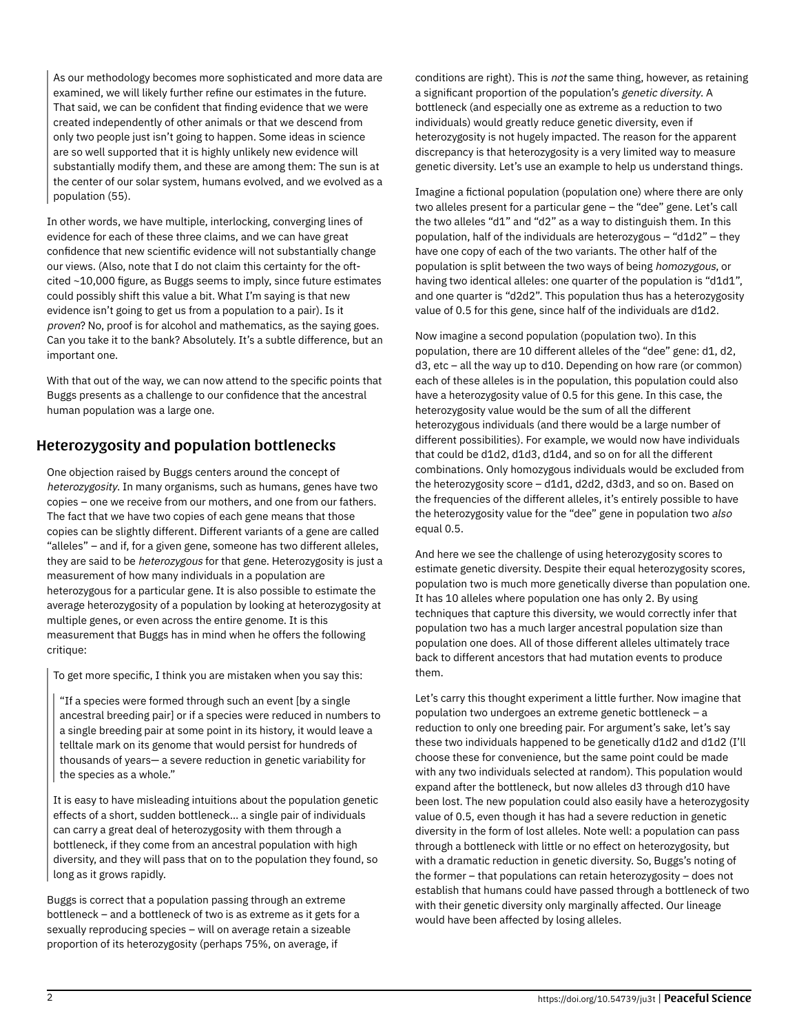> As our methodology becomes more sophisticated and more data are examined, we will likely further refine our estimates in the future. That said, we can be confident that finding evidence that we were created independently of other animals or that we descend from only two people just isn't going to happen. Some ideas in science are so well supported that it is highly unlikely new evidence will substantially modify them, and these are among them: The sun is at the center of our solar system, humans evolved, and we evolved as a population (55).

In other words, we have multiple, interlocking, converging lines of evidence for each of these three claims, and we can have great confidence that new scientific evidence will not substantially change our views. (Also, note that I do not claim this certainty for the oft-cited ~10,000 figure, as Buggs seems to imply, since future estimates could possibly shift this value a bit. What I'm saying is that new evidence isn't going to get us from a population to a pair). Is it *proven*? No, proof is for alcohol and mathematics, as the saying goes. Can you take it to the bank? Absolutely. It's a subtle difference, but an important one.

With that out of the way, we can now attend to the specific points that Buggs presents as a challenge to our confidence that the ancestral human population was a large one.

## Heterozygosity and population bottlenecks

One objection raised by Buggs centers around the concept of *heterozygosity*. In many organisms, such as humans, genes have two copies – one we receive from our mothers, and one from our fathers. The fact that we have two copies of each gene means that those copies can be slightly different. Different variants of a gene are called "alleles" – and if, for a given gene, someone has two different alleles, they are said to be *heterozygous* for that gene. Heterozygosity is just a measurement of how many individuals in a population are heterozygous for a particular gene. It is also possible to estimate the average heterozygosity of a population by looking at heterozygosity at multiple genes, or even across the entire genome. It is this measurement that Buggs has in mind when he offers the following critique:

> To get more specific, I think you are mistaken when you say this:
>
> > "If a species were formed through such an event [by a single ancestral breeding pair] or if a species were reduced in numbers to a single breeding pair at some point in its history, it would leave a telltale mark on its genome that would persist for hundreds of thousands of years— a severe reduction in genetic variability for the species as a whole."
>
> It is easy to have misleading intuitions about the population genetic effects of a short, sudden bottleneck... a single pair of individuals can carry a great deal of heterozygosity with them through a bottleneck, if they come from an ancestral population with high diversity, and they will pass that on to the population they found, so long as it grows rapidly.

Buggs is correct that a population passing through an extreme bottleneck – and a bottleneck of two is as extreme as it gets for a sexually reproducing species – will on average retain a sizeable proportion of its heterozygosity (perhaps 75%, on average, if conditions are right). This is *not* the same thing, however, as retaining a significant proportion of the population's *genetic diversity*. A bottleneck (and especially one as extreme as a reduction to two individuals) would greatly reduce genetic diversity, even if heterozygosity is not hugely impacted. The reason for the apparent discrepancy is that heterozygosity is a very limited way to measure genetic diversity. Let's use an example to help us understand things.

Imagine a fictional population (population one) where there are only two alleles present for a particular gene – the "dee" gene. Let's call the two alleles "d1" and "d2" as a way to distinguish them. In this population, half of the individuals are heterozygous – "d1d2" – they have one copy of each of the two variants. The other half of the population is split between the two ways of being *homozygous*, or having two identical alleles: one quarter of the population is "d1d1", and one quarter is "d2d2". This population thus has a heterozygosity value of 0.5 for this gene, since half of the individuals are d1d2.

Now imagine a second population (population two). In this population, there are 10 different alleles of the "dee" gene: d1, d2, d3, etc – all the way up to d10. Depending on how rare (or common) each of these alleles is in the population, this population could also have a heterozygosity value of 0.5 for this gene. In this case, the heterozygosity value would be the sum of all the different heterozygous individuals (and there would be a large number of different possibilities). For example, we would now have individuals that could be d1d2, d1d3, d1d4, and so on for all the different combinations. Only homozygous individuals would be excluded from the heterozygosity score – d1d1, d2d2, d3d3, and so on. Based on the frequencies of the different alleles, it's entirely possible to have the heterozygosity value for the "dee" gene in population two *also* equal 0.5.

And here we see the challenge of using heterozygosity scores to estimate genetic diversity. Despite their equal heterozygosity scores, population two is much more genetically diverse than population one. It has 10 alleles where population one has only 2. By using techniques that capture this diversity, we would correctly infer that population two has a much larger ancestral population size than population one does. All of those different alleles ultimately trace back to different ancestors that had mutation events to produce them.

Let's carry this thought experiment a little further. Now imagine that population two undergoes an extreme genetic bottleneck – a reduction to only one breeding pair. For argument's sake, let's say these two individuals happened to be genetically d1d2 and d1d2 (I'll choose these for convenience, but the same point could be made with any two individuals selected at random). This population would expand after the bottleneck, but now alleles d3 through d10 have been lost. The new population could also easily have a heterozygosity value of 0.5, even though it has had a severe reduction in genetic diversity in the form of lost alleles. Note well: a population can pass through a bottleneck with little or no effect on heterozygosity, but with a dramatic reduction in genetic diversity. So, Buggs's noting of the former – that populations can retain heterozygosity – does not establish that humans could have passed through a bottleneck of two with their genetic diversity only marginally affected. Our lineage would have been affected by losing alleles.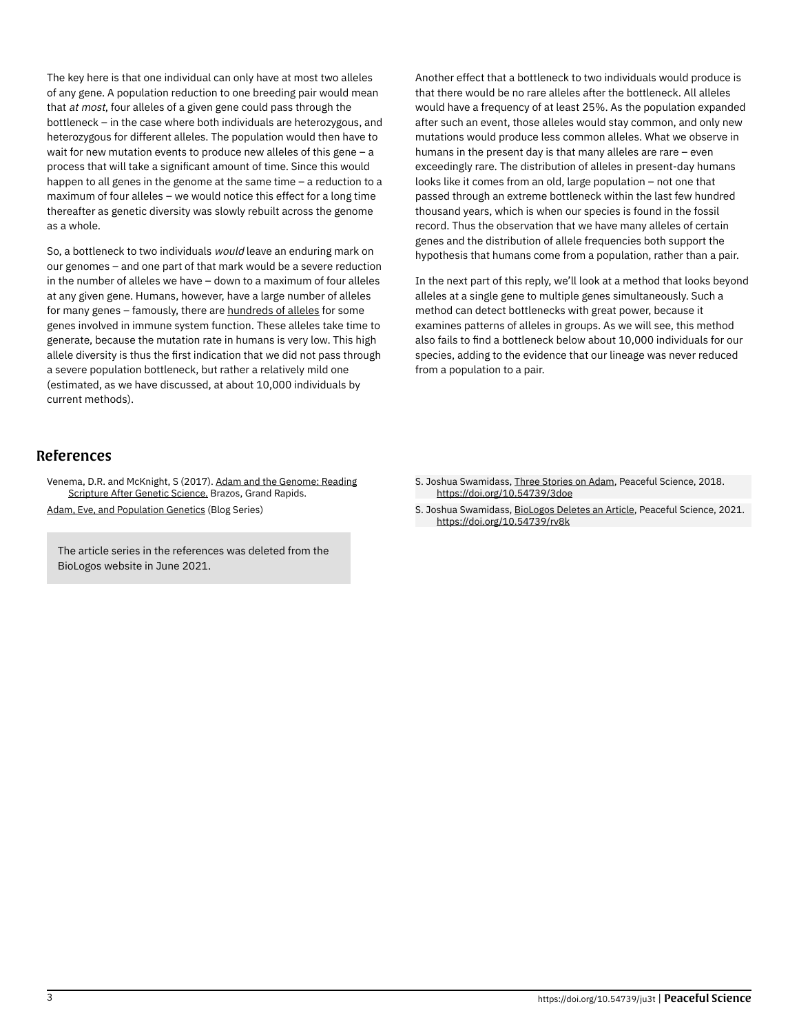The key here is that one individual can only have at most two alleles of any gene. A population reduction to one breeding pair would mean that *at most*, four alleles of a given gene could pass through the bottleneck – in the case where both individuals are heterozygous, and heterozygous for different alleles. The population would then have to wait for new mutation events to produce new alleles of this gene – a process that will take a significant amount of time. Since this would happen to all genes in the genome at the same time – a reduction to a maximum of four alleles – we would notice this effect for a long time thereafter as genetic diversity was slowly rebuilt across the genome as a whole.

So, a bottleneck to two individuals *would* leave an enduring mark on our genomes – and one part of that mark would be a severe reduction in the number of alleles we have – down to a maximum of four alleles at any given gene. Humans, however, have a large number of alleles for many genes – famously, there are hundreds of alleles for some genes involved in immune system function. These alleles take time to generate, because the mutation rate in humans is very low. This high allele diversity is thus the first indication that we did not pass through a severe population bottleneck, but rather a relatively mild one (estimated, as we have discussed, at about 10,000 individuals by current methods).

Another effect that a bottleneck to two individuals would produce is that there would be no rare alleles after the bottleneck. All alleles would have a frequency of at least 25%. As the population expanded after such an event, those alleles would stay common, and only new mutations would produce less common alleles. What we observe in humans in the present day is that many alleles are rare – even exceedingly rare. The distribution of alleles in present-day humans looks like it comes from an old, large population – not one that passed through an extreme bottleneck within the last few hundred thousand years, which is when our species is found in the fossil record. Thus the observation that we have many alleles of certain genes and the distribution of allele frequencies both support the hypothesis that humans come from a population, rather than a pair.

In the next part of this reply, we'll look at a method that looks beyond alleles at a single gene to multiple genes simultaneously. Such a method can detect bottlenecks with great power, because it examines patterns of alleles in groups. As we will see, this method also fails to find a bottleneck below about 10,000 individuals for our species, adding to the evidence that our lineage was never reduced from a population to a pair.

## References

Venema, D.R. and McKnight, S (2017). Adam and the Genome: Reading Scripture After Genetic Science. Brazos, Grand Rapids.

Adam, Eve, and Population Genetics (Blog Series)

The article series in the references was deleted from the BioLogos website in June 2021.

S. Joshua Swamidass, Three Stories on Adam, Peaceful Science, 2018. https://doi.org/10.54739/3doe

S. Joshua Swamidass, BioLogos Deletes an Article, Peaceful Science, 2021. https://doi.org/10.54739/rv8k